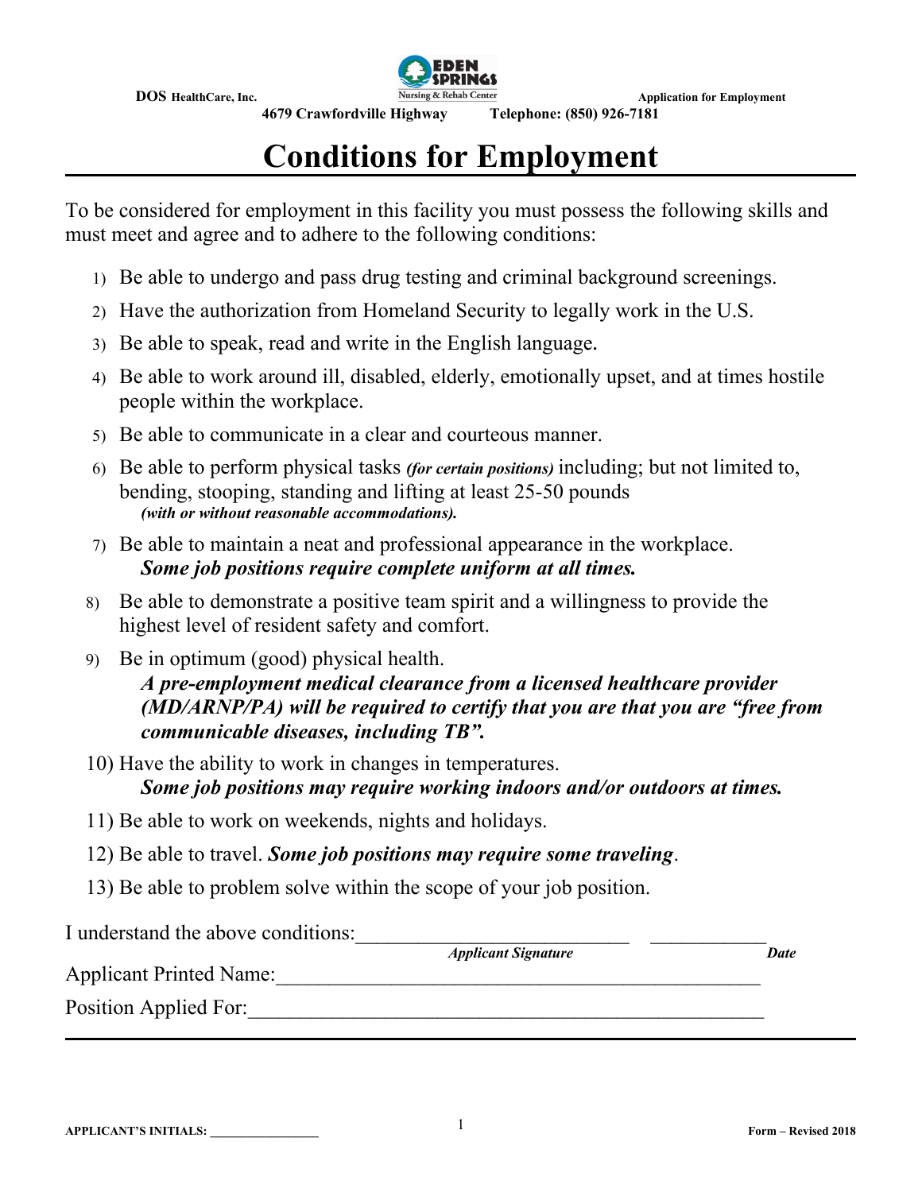**DOS** HealthCare, Inc. &nbsp;&nbsp;&nbsp; EDEN SPRINGS Nursing & Rehab Center &nbsp;&nbsp;&nbsp; Application for Employment

4679 Crawfordville Highway &nbsp;&nbsp;&nbsp; Telephone: (850) 926-7181

# Conditions for Employment

To be considered for employment in this facility you must possess the following skills and must meet and agree and to adhere to the following conditions:

1) Be able to undergo and pass drug testing and criminal background screenings.
2) Have the authorization from Homeland Security to legally work in the U.S.
3) Be able to speak, read and write in the English language.
4) Be able to work around ill, disabled, elderly, emotionally upset, and at times hostile people within the workplace.
5) Be able to communicate in a clear and courteous manner.
6) Be able to perform physical tasks ***(for certain positions)*** including; but not limited to, bending, stooping, standing and lifting at least 25-50 pounds ***(with or without reasonable accommodations).***
7) Be able to maintain a neat and professional appearance in the workplace. ***Some job positions require complete uniform at all times.***
8) Be able to demonstrate a positive team spirit and a willingness to provide the highest level of resident safety and comfort.
9) Be in optimum (good) physical health. ***A pre-employment medical clearance from a licensed healthcare provider (MD/ARNP/PA) will be required to certify that you are that you are "free from communicable diseases, including TB".***
10) Have the ability to work in changes in temperatures. ***Some job positions may require working indoors and/or outdoors at times.***
11) Be able to work on weekends, nights and holidays.
12) Be able to travel. ***Some job positions may require some traveling***.
13) Be able to problem solve within the scope of your job position.

I understand the above conditions:\_\_\_\_\_\_\_\_\_\_\_\_\_\_\_\_\_\_\_\_\_\_\_\_\_\_\_ \_\_\_\_\_\_\_\_\_\_\_\_

*Applicant Signature* &nbsp;&nbsp;&nbsp; *Date*

Applicant Printed Name:\_\_\_\_\_\_\_\_\_\_\_\_\_\_\_\_\_\_\_\_\_\_\_\_\_\_\_\_\_\_\_\_\_\_\_\_\_\_\_\_\_\_\_\_\_\_\_\_

Position Applied For:\_\_\_\_\_\_\_\_\_\_\_\_\_\_\_\_\_\_\_\_\_\_\_\_\_\_\_\_\_\_\_\_\_\_\_\_\_\_\_\_\_\_\_\_\_\_\_\_\_\_

**APPLICANT'S INITIALS: \_\_\_\_\_\_\_\_\_\_\_\_\_\_\_\_** &nbsp;&nbsp;&nbsp; **Form – Revised 2018**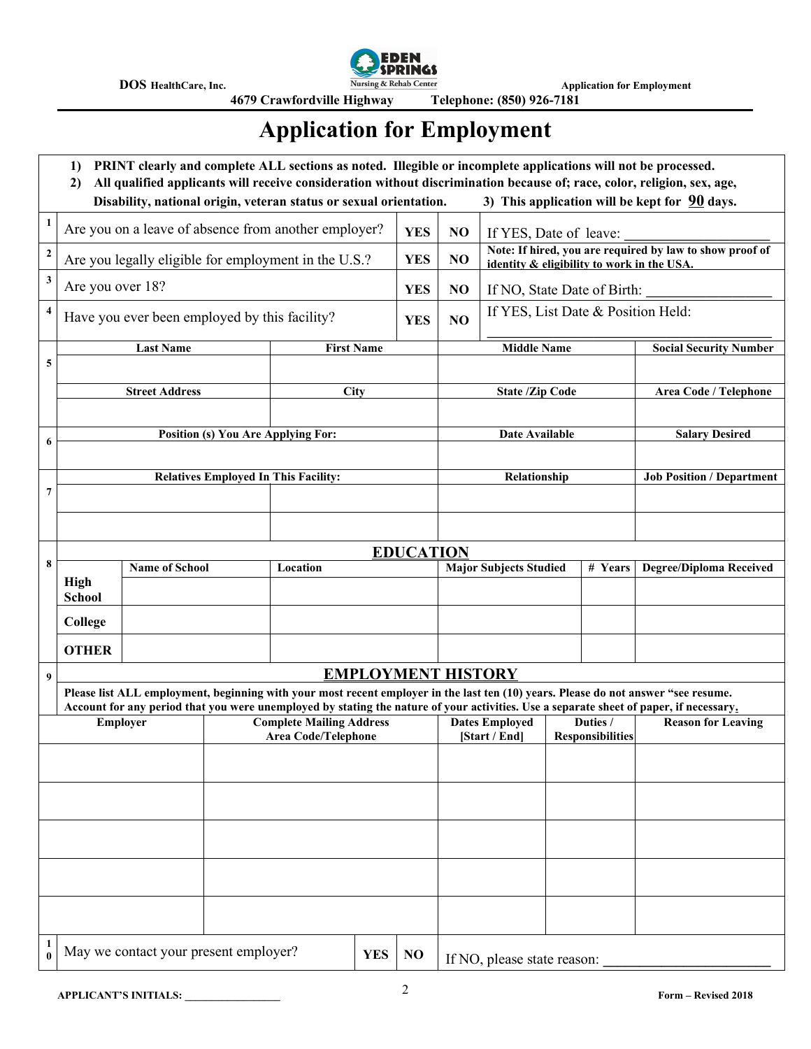**DOS** HealthCare, Inc. EDEN SPRINGS Nursing & Rehab Center Application for Employment

**4679 Crawfordville Highway Telephone: (850) 926-7181**

# Application for Employment

1) **PRINT clearly and complete ALL sections as noted. Illegible or incomplete applications will not be processed.**
2) **All qualified applicants will receive consideration without discrimination because of; race, color, religion, sex, age, Disability, national origin, veteran status or sexual orientation.**
3) **This application will be kept for 90 days.**

| # | Question | | | |
|---|---|---|---|---|
| 1 | Are you on a leave of absence from another employer? | YES | NO | If YES, Date of leave: ____________________ |
| 2 | Are you legally eligible for employment in the U.S.? | YES | NO | **Note: If hired, you are required by law to show proof of identity & eligibility to work in the USA.** |
| 3 | Are you over 18? | YES | NO | If NO, State Date of Birth: ________________ |
| 4 | Have you ever been employed by this facility? | YES | NO | If YES, List Date & Position Held: ____________________ |

| # | | | | |
|---|---|---|---|---|
| 5 | **Last Name** | **First Name** | **Middle Name** | **Social Security Number** |
| | | | | |
| | **Street Address** | **City** | **State /Zip Code** | **Area Code / Telephone** |
| | | | | |
| 6 | **Position (s) You Are Applying For:** | | **Date Available** | **Salary Desired** |
| | | | | |
| 7 | **Relatives Employed In This Facility:** | | **Relationship** | **Job Position / Department** |
| | | | | |
| | | | | |

## 8 EDUCATION

| | Name of School | Location | Major Subjects Studied | # Years | Degree/Diploma Received |
|---|---|---|---|---|---|
| **High School** | | | | | |
| **College** | | | | | |
| **OTHER** | | | | | |

## 9 EMPLOYMENT HISTORY

**Please list ALL employment, beginning with your most recent employer in the last ten (10) years. Please do not answer "see resume. Account for any period that you were unemployed by stating the nature of your activities. Use a separate sheet of paper, if necessary.**

| Employer | Complete Mailing Address Area Code/Telephone | Dates Employed [Start / End] | Duties / Responsibilities | Reason for Leaving |
|---|---|---|---|---|
| | | | | |
| | | | | |
| | | | | |
| | | | | |
| | | | | |

| # | Question | | | |
|---|---|---|---|---|
| 10 | May we contact your present employer? | YES | NO | If NO, please state reason: ________________________ |

**APPLICANT'S INITIALS: ________________**

**Form – Revised 2018**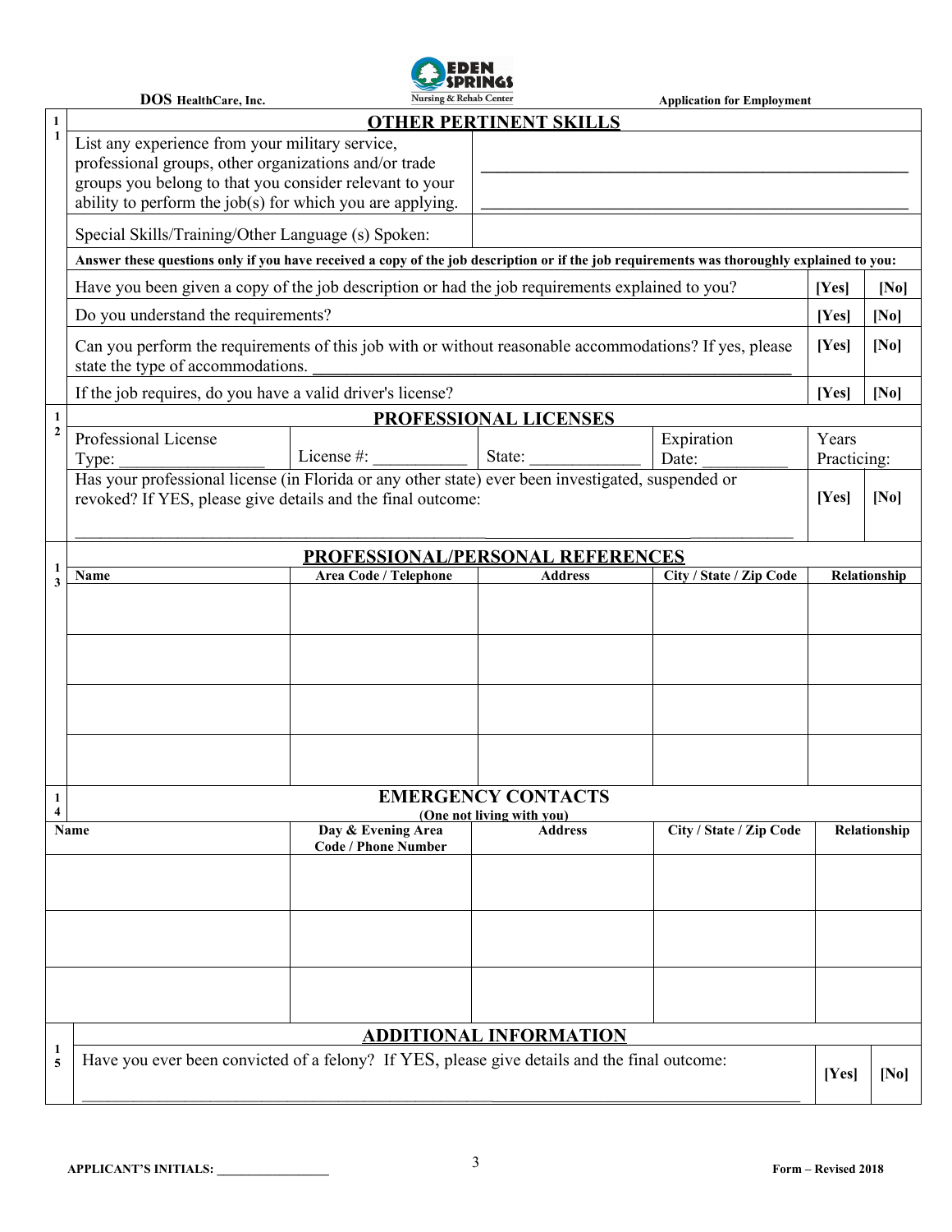## 11 OTHER PERTINENT SKILLS

List any experience from your military service, professional groups, other organizations and/or trade groups you belong to that you consider relevant to your ability to perform the job(s) for which you are applying. ________________________________________________

________________________________________________

Special Skills/Training/Other Language (s) Spoken:

**Answer these questions only if you have received a copy of the job description or if the job requirements was thoroughly explained to you:**

| | | |
|---|---|---|
| Have you been given a copy of the job description or had the job requirements explained to you? | [Yes] | [No] |
| Do you understand the requirements? | [Yes] | [No] |
| Can you perform the requirements of this job with or without reasonable accommodations? If yes, please state the type of accommodations. ________________________________________ | [Yes] | [No] |
| If the job requires, do you have a valid driver's license? | [Yes] | [No] |

## 12 PROFESSIONAL LICENSES

| Professional License Type: ________________ | License #: ___________ | State: _____________ | Expiration Date: __________ | Years Practicing: |
|---|---|---|---|---|

Has your professional license (in Florida or any other state) ever been investigated, suspended or revoked? If YES, please give details and the final outcome: [Yes] [No]

________________________________________________________________________________

## 13 PROFESSIONAL/PERSONAL REFERENCES

| Name | Area Code / Telephone | Address | City / State / Zip Code | Relationship |
|---|---|---|---|---|
| | | | | |
| | | | | |
| | | | | |
| | | | | |

## 14 EMERGENCY CONTACTS
(One not living with you)

| Name | Day & Evening Area Code / Phone Number | Address | City / State / Zip Code | Relationship |
|---|---|---|---|---|
| | | | | |
| | | | | |
| | | | | |

## 15 ADDITIONAL INFORMATION

Have you ever been convicted of a felony? If YES, please give details and the final outcome: [Yes] [No]

________________________________________________________________________________

APPLICANT'S INITIALS: ________________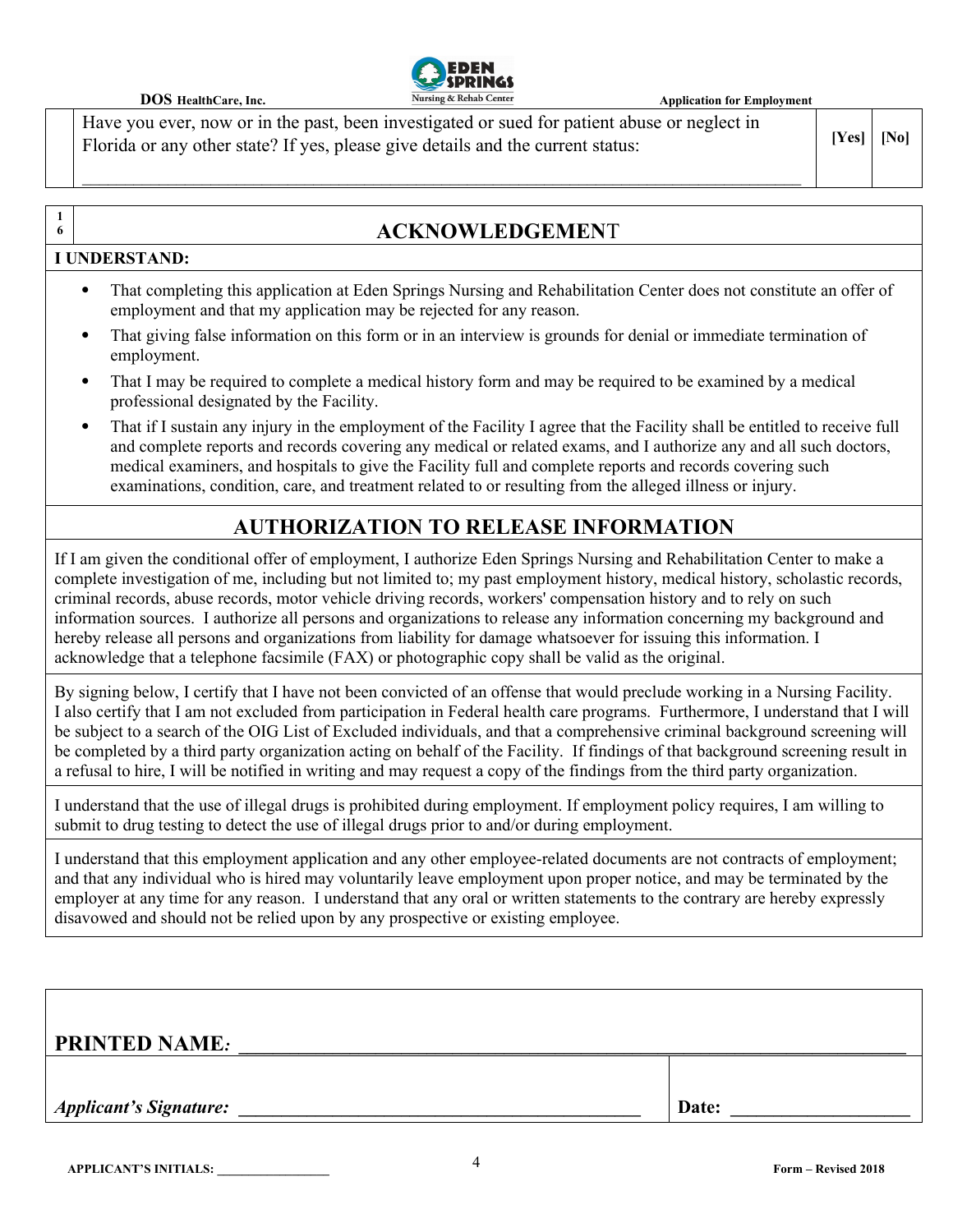| | | | |
|---|---|---|---|
| | Have you ever, now or in the past, been investigated or sued for patient abuse or neglect in Florida or any other state? If yes, please give details and the current status: ______________________________________________ | [Yes] | [No] |

16

## ACKNOWLEDGEMENT

**I UNDERSTAND:**

- That completing this application at Eden Springs Nursing and Rehabilitation Center does not constitute an offer of employment and that my application may be rejected for any reason.
- That giving false information on this form or in an interview is grounds for denial or immediate termination of employment.
- That I may be required to complete a medical history form and may be required to be examined by a medical professional designated by the Facility.
- That if I sustain any injury in the employment of the Facility I agree that the Facility shall be entitled to receive full and complete reports and records covering any medical or related exams, and I authorize any and all such doctors, medical examiners, and hospitals to give the Facility full and complete reports and records covering such examinations, condition, care, and treatment related to or resulting from the alleged illness or injury.

## AUTHORIZATION TO RELEASE INFORMATION

If I am given the conditional offer of employment, I authorize Eden Springs Nursing and Rehabilitation Center to make a complete investigation of me, including but not limited to; my past employment history, medical history, scholastic records, criminal records, abuse records, motor vehicle driving records, workers' compensation history and to rely on such information sources. I authorize all persons and organizations to release any information concerning my background and hereby release all persons and organizations from liability for damage whatsoever for issuing this information. I acknowledge that a telephone facsimile (FAX) or photographic copy shall be valid as the original.

By signing below, I certify that I have not been convicted of an offense that would preclude working in a Nursing Facility. I also certify that I am not excluded from participation in Federal health care programs. Furthermore, I understand that I will be subject to a search of the OIG List of Excluded individuals, and that a comprehensive criminal background screening will be completed by a third party organization acting on behalf of the Facility. If findings of that background screening result in a refusal to hire, I will be notified in writing and may request a copy of the findings from the third party organization.

I understand that the use of illegal drugs is prohibited during employment. If employment policy requires, I am willing to submit to drug testing to detect the use of illegal drugs prior to and/or during employment.

I understand that this employment application and any other employee-related documents are not contracts of employment; and that any individual who is hired may voluntarily leave employment upon proper notice, and may be terminated by the employer at any time for any reason. I understand that any oral or written statements to the contrary are hereby expressly disavowed and should not be relied upon by any prospective or existing employee.

**PRINTED NAME:** ______________________________________________

***Applicant's Signature:*** ______________________________ **Date:** ______________

**APPLICANT'S INITIALS:** ________________

**Form – Revised 2018**